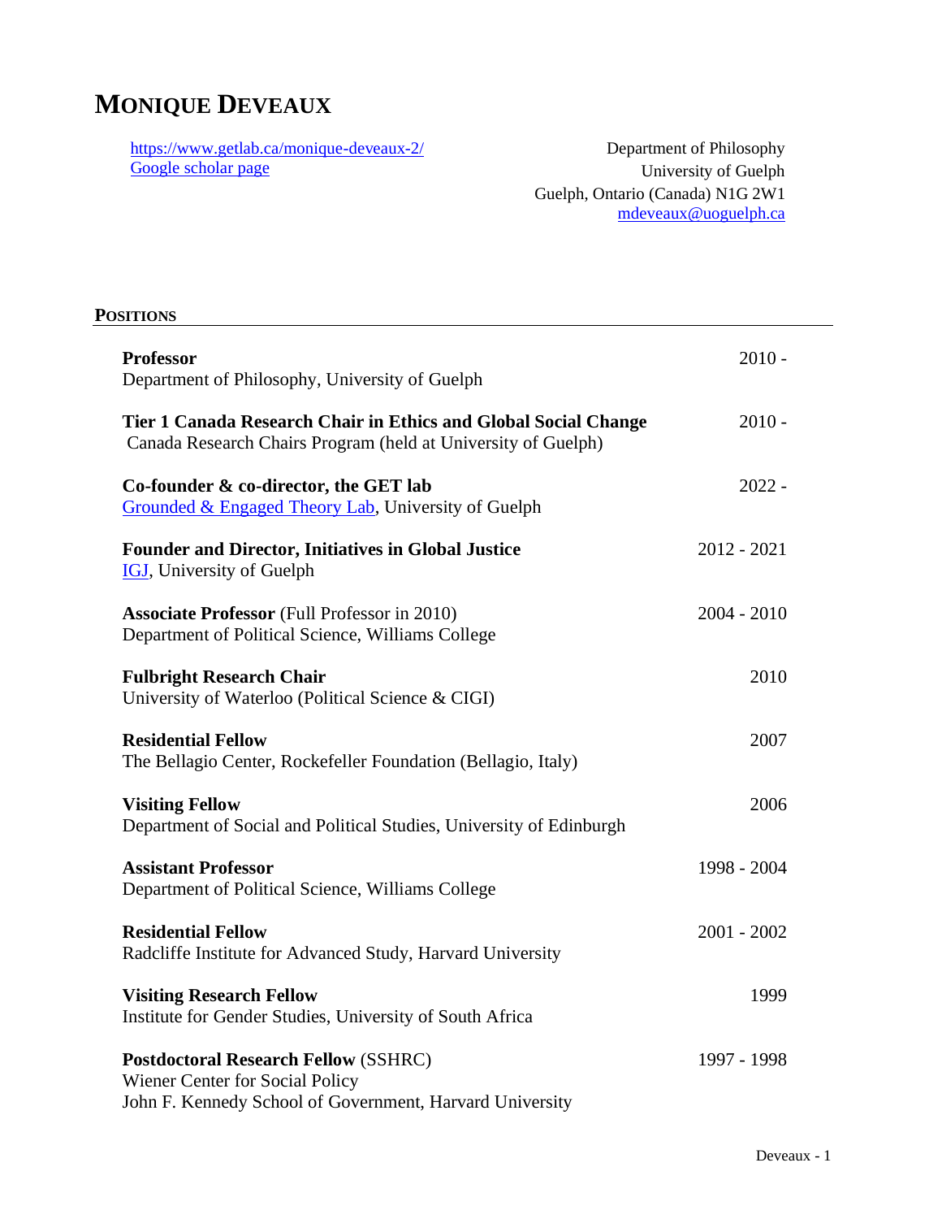# MONIQUE DEVEAUX

[https://www.getlab.ca/monique-deveaux-2/](https://www.getlab.ca/monique-deveaux-2/)
[Google scholar page]()

Department of Philosophy
University of Guelph
Guelph, Ontario (Canada) N1G 2W1
[mdeveaux@uoguelph.ca](mailto:mdeveaux@uoguelph.ca)

## POSITIONS

**Professor** — 2010 -
Department of Philosophy, University of Guelph

**Tier 1 Canada Research Chair in Ethics and Global Social Change** — 2010 -
Canada Research Chairs Program (held at University of Guelph)

**Co-founder & co-director, the GET lab** — 2022 -
[Grounded & Engaged Theory Lab](), University of Guelph

**Founder and Director, Initiatives in Global Justice** — 2012 - 2021
[IGJ](), University of Guelph

**Associate Professor** (Full Professor in 2010) — 2004 - 2010
Department of Political Science, Williams College

**Fulbright Research Chair** — 2010
University of Waterloo (Political Science & CIGI)

**Residential Fellow** — 2007
The Bellagio Center, Rockefeller Foundation (Bellagio, Italy)

**Visiting Fellow** — 2006
Department of Social and Political Studies, University of Edinburgh

**Assistant Professor** — 1998 - 2004
Department of Political Science, Williams College

**Residential Fellow** — 2001 - 2002
Radcliffe Institute for Advanced Study, Harvard University

**Visiting Research Fellow** — 1999
Institute for Gender Studies, University of South Africa

**Postdoctoral Research Fellow** (SSHRC) — 1997 - 1998
Wiener Center for Social Policy
John F. Kennedy School of Government, Harvard University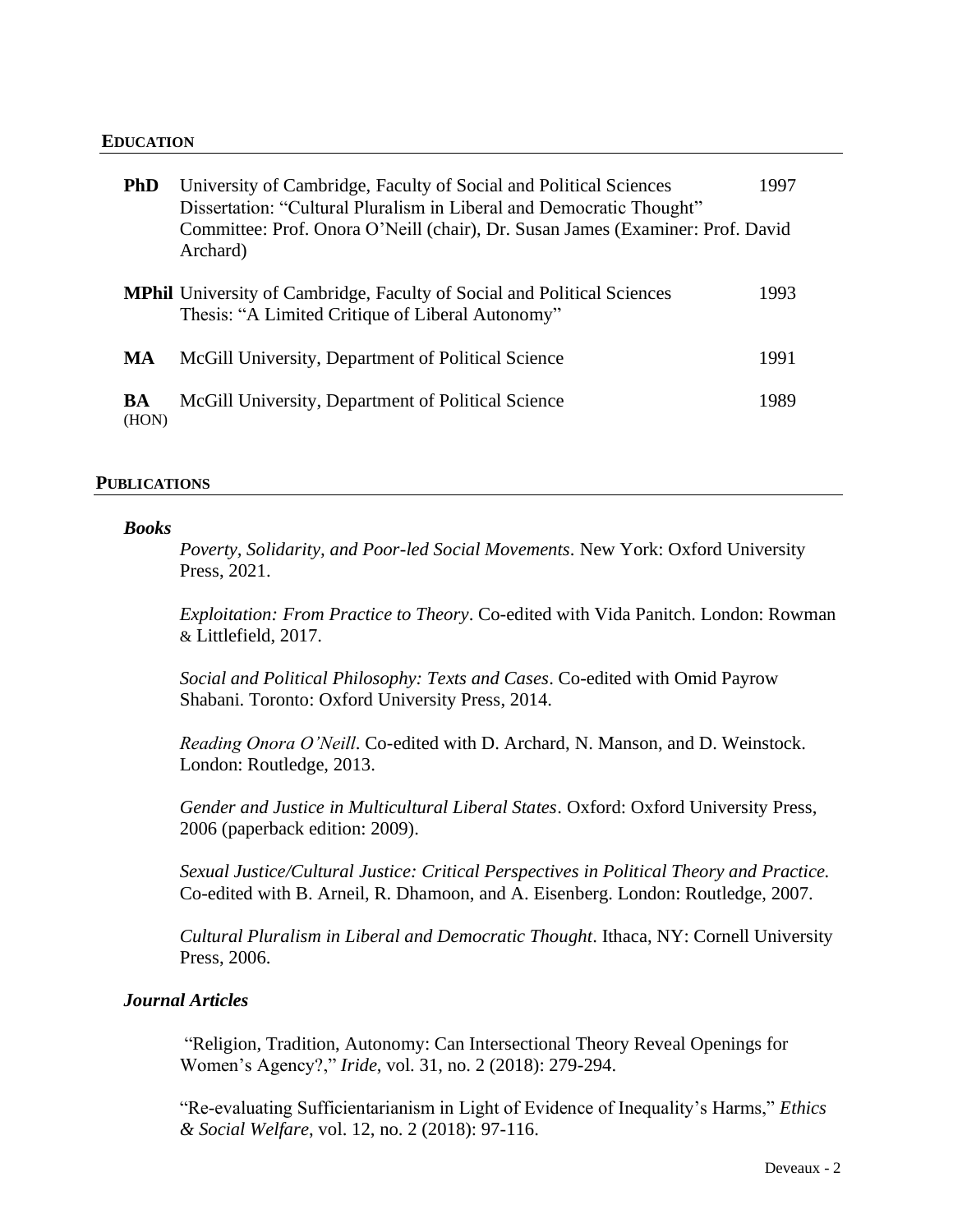## EDUCATION

**PhD** University of Cambridge, Faculty of Social and Political Sciences — 1997
Dissertation: "Cultural Pluralism in Liberal and Democratic Thought"
Committee: Prof. Onora O'Neill (chair), Dr. Susan James (Examiner: Prof. David Archard)

**MPhil** University of Cambridge, Faculty of Social and Political Sciences — 1993
Thesis: "A Limited Critique of Liberal Autonomy"

**MA** McGill University, Department of Political Science — 1991

**BA** (HON) McGill University, Department of Political Science — 1989

## PUBLICATIONS

### *Books*

*Poverty, Solidarity, and Poor-led Social Movements*. New York: Oxford University Press, 2021.

*Exploitation: From Practice to Theory*. Co-edited with Vida Panitch. London: Rowman & Littlefield, 2017.

*Social and Political Philosophy: Texts and Cases*. Co-edited with Omid Payrow Shabani. Toronto: Oxford University Press, 2014.

*Reading Onora O'Neill*. Co-edited with D. Archard, N. Manson, and D. Weinstock. London: Routledge, 2013.

*Gender and Justice in Multicultural Liberal States*. Oxford: Oxford University Press, 2006 (paperback edition: 2009).

*Sexual Justice/Cultural Justice: Critical Perspectives in Political Theory and Practice.* Co-edited with B. Arneil, R. Dhamoon, and A. Eisenberg. London: Routledge, 2007.

*Cultural Pluralism in Liberal and Democratic Thought*. Ithaca, NY: Cornell University Press, 2006.

### *Journal Articles*

"Religion, Tradition, Autonomy: Can Intersectional Theory Reveal Openings for Women's Agency?," *Iride*, vol. 31, no. 2 (2018): 279-294.

"Re-evaluating Sufficientarianism in Light of Evidence of Inequality's Harms," *Ethics & Social Welfare*, vol. 12, no. 2 (2018): 97-116.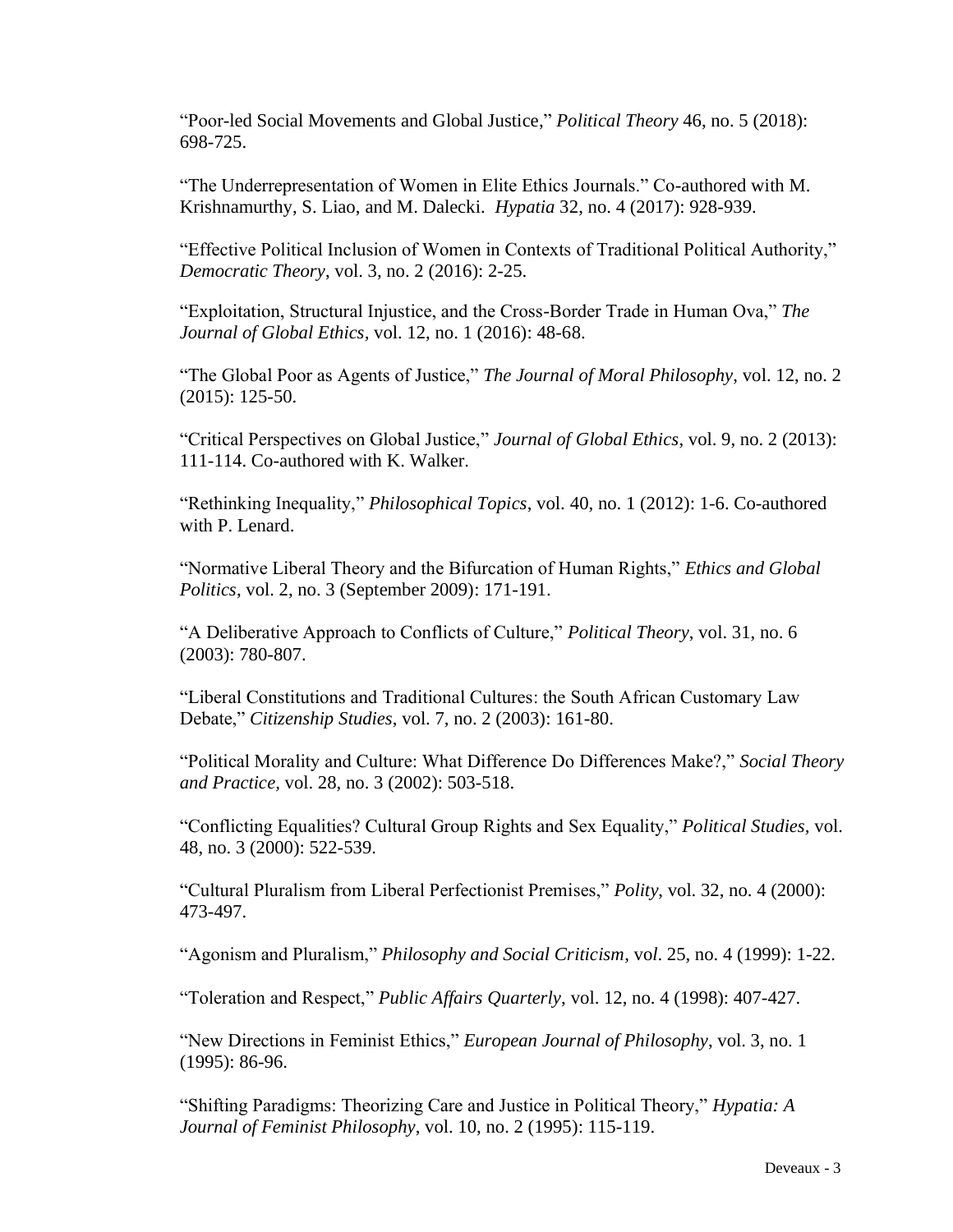"Poor-led Social Movements and Global Justice," *Political Theory* 46, no. 5 (2018): 698-725.

"The Underrepresentation of Women in Elite Ethics Journals." Co-authored with M. Krishnamurthy, S. Liao, and M. Dalecki. *Hypatia* 32, no. 4 (2017): 928-939.

"Effective Political Inclusion of Women in Contexts of Traditional Political Authority," *Democratic Theory*, vol. 3, no. 2 (2016): 2-25.

"Exploitation, Structural Injustice, and the Cross-Border Trade in Human Ova," *The Journal of Global Ethics*, vol. 12, no. 1 (2016): 48-68.

"The Global Poor as Agents of Justice," *The Journal of Moral Philosophy*, vol. 12, no. 2 (2015): 125-50.

"Critical Perspectives on Global Justice," *Journal of Global Ethics*, vol. 9, no. 2 (2013): 111-114. Co-authored with K. Walker.

"Rethinking Inequality," *Philosophical Topics*, vol. 40, no. 1 (2012): 1-6. Co-authored with P. Lenard.

"Normative Liberal Theory and the Bifurcation of Human Rights," *Ethics and Global Politics*, vol. 2, no. 3 (September 2009): 171-191.

"A Deliberative Approach to Conflicts of Culture," *Political Theory*, vol. 31, no. 6 (2003): 780-807.

"Liberal Constitutions and Traditional Cultures: the South African Customary Law Debate," *Citizenship Studies*, vol. 7, no. 2 (2003): 161-80.

"Political Morality and Culture: What Difference Do Differences Make?," *Social Theory and Practice*, vol. 28, no. 3 (2002): 503-518.

"Conflicting Equalities? Cultural Group Rights and Sex Equality," *Political Studies*, vol. 48, no. 3 (2000): 522-539.

"Cultural Pluralism from Liberal Perfectionist Premises," *Polity*, vol. 32, no. 4 (2000): 473-497.

"Agonism and Pluralism," *Philosophy and Social Criticism*, vol. 25, no. 4 (1999): 1-22.

"Toleration and Respect," *Public Affairs Quarterly*, vol. 12, no. 4 (1998): 407-427.

"New Directions in Feminist Ethics," *European Journal of Philosophy*, vol. 3, no. 1 (1995): 86-96.

"Shifting Paradigms: Theorizing Care and Justice in Political Theory," *Hypatia: A Journal of Feminist Philosophy*, vol. 10, no. 2 (1995): 115-119.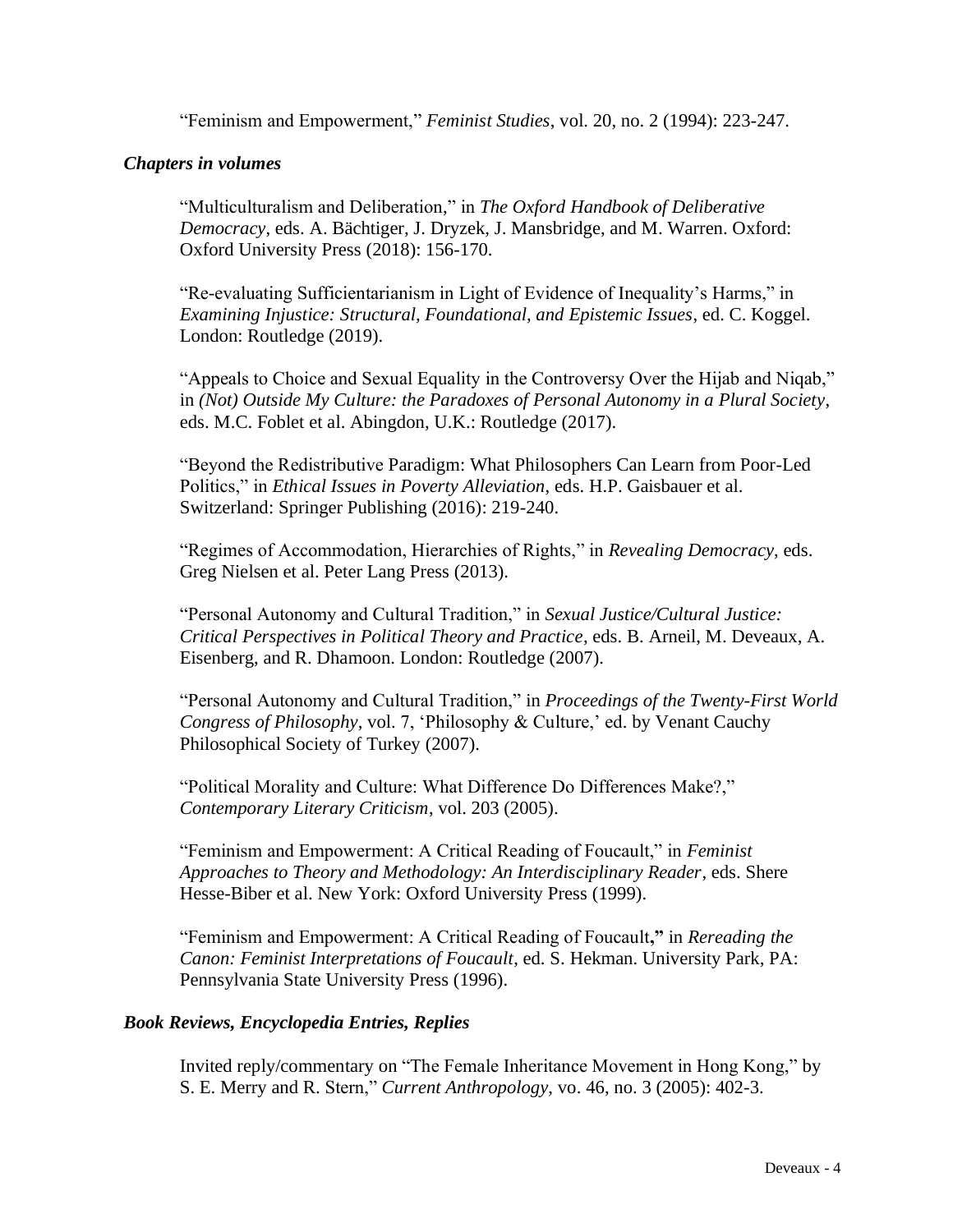"Feminism and Empowerment," *Feminist Studies*, vol. 20, no. 2 (1994): 223-247.

### *Chapters in volumes*

"Multiculturalism and Deliberation," in *The Oxford Handbook of Deliberative Democracy*, eds. A. Bächtiger, J. Dryzek, J. Mansbridge, and M. Warren. Oxford: Oxford University Press (2018): 156-170.

"Re-evaluating Sufficientarianism in Light of Evidence of Inequality's Harms," in *Examining Injustice: Structural, Foundational, and Epistemic Issues*, ed. C. Koggel. London: Routledge (2019).

"Appeals to Choice and Sexual Equality in the Controversy Over the Hijab and Niqab," in *(Not) Outside My Culture: the Paradoxes of Personal Autonomy in a Plural Society*, eds. M.C. Foblet et al. Abingdon, U.K.: Routledge (2017).

"Beyond the Redistributive Paradigm: What Philosophers Can Learn from Poor-Led Politics," in *Ethical Issues in Poverty Alleviation*, eds. H.P. Gaisbauer et al. Switzerland: Springer Publishing (2016): 219-240.

"Regimes of Accommodation, Hierarchies of Rights," in *Revealing Democracy*, eds. Greg Nielsen et al. Peter Lang Press (2013).

"Personal Autonomy and Cultural Tradition," in *Sexual Justice/Cultural Justice: Critical Perspectives in Political Theory and Practice*, eds. B. Arneil, M. Deveaux, A. Eisenberg, and R. Dhamoon. London: Routledge (2007).

"Personal Autonomy and Cultural Tradition," in *Proceedings of the Twenty-First World Congress of Philosophy*, vol. 7, 'Philosophy & Culture,' ed. by Venant Cauchy Philosophical Society of Turkey (2007).

"Political Morality and Culture: What Difference Do Differences Make?," *Contemporary Literary Criticism*, vol. 203 (2005).

"Feminism and Empowerment: A Critical Reading of Foucault," in *Feminist Approaches to Theory and Methodology: An Interdisciplinary Reader*, eds. Shere Hesse-Biber et al. New York: Oxford University Press (1999).

"Feminism and Empowerment: A Critical Reading of Foucault**,"** in *Rereading the Canon: Feminist Interpretations of Foucault*, ed. S. Hekman. University Park, PA: Pennsylvania State University Press (1996).

### *Book Reviews, Encyclopedia Entries, Replies*

Invited reply/commentary on "The Female Inheritance Movement in Hong Kong," by S. E. Merry and R. Stern," *Current Anthropology*, vo. 46, no. 3 (2005): 402-3.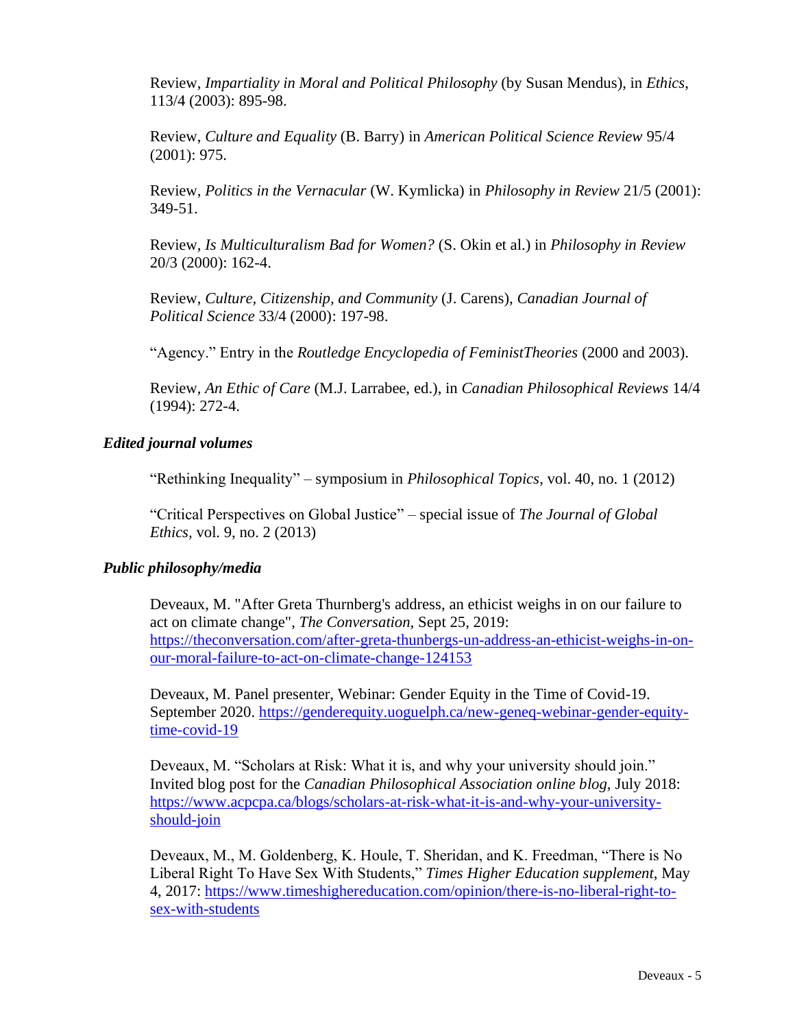Review, *Impartiality in Moral and Political Philosophy* (by Susan Mendus), in *Ethics*, 113/4 (2003): 895-98.

Review, *Culture and Equality* (B. Barry) in *American Political Science Review* 95/4 (2001): 975.

Review, *Politics in the Vernacular* (W. Kymlicka) in *Philosophy in Review* 21/5 (2001): 349-51.

Review, *Is Multiculturalism Bad for Women?* (S. Okin et al.) in *Philosophy in Review* 20/3 (2000): 162-4.

Review, *Culture, Citizenship, and Community* (J. Carens), *Canadian Journal of Political Science* 33/4 (2000): 197-98.

"Agency." Entry in the *Routledge Encyclopedia of FeministTheories* (2000 and 2003).

Review, *An Ethic of Care* (M.J. Larrabee, ed.), in *Canadian Philosophical Reviews* 14/4 (1994): 272-4.

### *Edited journal volumes*

"Rethinking Inequality" – symposium in *Philosophical Topics*, vol. 40, no. 1 (2012)

"Critical Perspectives on Global Justice" – special issue of *The Journal of Global Ethics*, vol. 9, no. 2 (2013)

### *Public philosophy/media*

Deveaux, M. "After Greta Thurnberg's address, an ethicist weighs in on our failure to act on climate change", *The Conversation*, Sept 25, 2019: https://theconversation.com/after-greta-thunbergs-un-address-an-ethicist-weighs-in-on-our-moral-failure-to-act-on-climate-change-124153

Deveaux, M. Panel presenter, Webinar: Gender Equity in the Time of Covid-19. September 2020. https://genderequity.uoguelph.ca/new-geneq-webinar-gender-equity-time-covid-19

Deveaux, M. "Scholars at Risk: What it is, and why your university should join." Invited blog post for the *Canadian Philosophical Association online blog*, July 2018: https://www.acpcpa.ca/blogs/scholars-at-risk-what-it-is-and-why-your-university-should-join

Deveaux, M., M. Goldenberg, K. Houle, T. Sheridan, and K. Freedman, "There is No Liberal Right To Have Sex With Students," *Times Higher Education supplement*, May 4, 2017: https://www.timeshighereducation.com/opinion/there-is-no-liberal-right-to-sex-with-students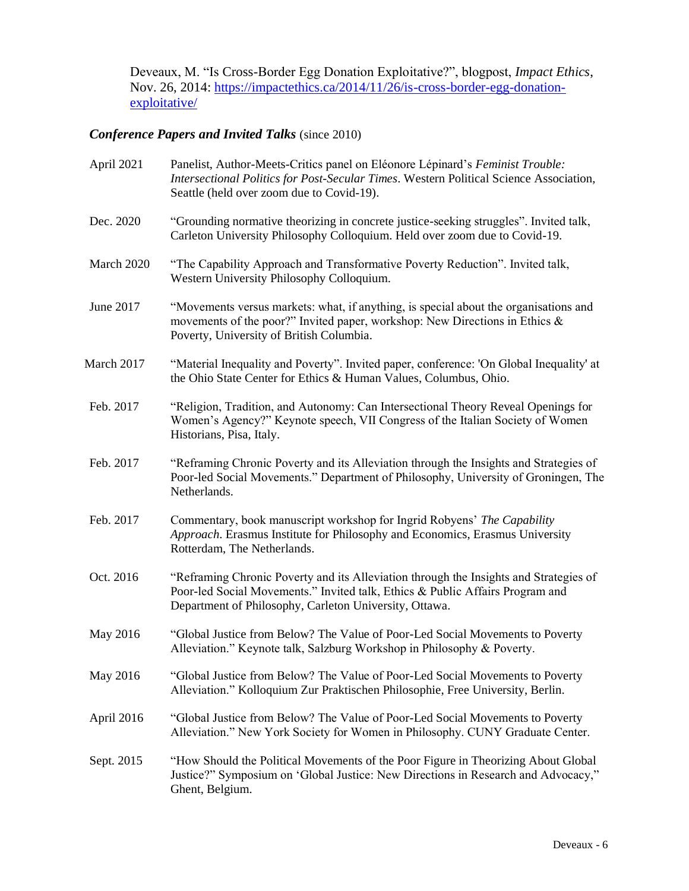Deveaux, M. "Is Cross-Border Egg Donation Exploitative?", blogpost, *Impact Ethics*, Nov. 26, 2014: [https://impactethics.ca/2014/11/26/is-cross-border-egg-donation-exploitative/](https://impactethics.ca/2014/11/26/is-cross-border-egg-donation-exploitative/)

### ***Conference Papers and Invited Talks*** (since 2010)

| | |
|---|---|
| April 2021 | Panelist, Author-Meets-Critics panel on Eléonore Lépinard's *Feminist Trouble: Intersectional Politics for Post-Secular Times*. Western Political Science Association, Seattle (held over zoom due to Covid-19). |
| Dec. 2020 | "Grounding normative theorizing in concrete justice-seeking struggles". Invited talk, Carleton University Philosophy Colloquium. Held over zoom due to Covid-19. |
| March 2020 | "The Capability Approach and Transformative Poverty Reduction". Invited talk, Western University Philosophy Colloquium. |
| June 2017 | "Movements versus markets: what, if anything, is special about the organisations and movements of the poor?" Invited paper, workshop: New Directions in Ethics & Poverty, University of British Columbia. |
| March 2017 | "Material Inequality and Poverty". Invited paper, conference: 'On Global Inequality' at the Ohio State Center for Ethics & Human Values, Columbus, Ohio. |
| Feb. 2017 | "Religion, Tradition, and Autonomy: Can Intersectional Theory Reveal Openings for Women's Agency?" Keynote speech, VII Congress of the Italian Society of Women Historians, Pisa, Italy. |
| Feb. 2017 | "Reframing Chronic Poverty and its Alleviation through the Insights and Strategies of Poor-led Social Movements." Department of Philosophy, University of Groningen, The Netherlands. |
| Feb. 2017 | Commentary, book manuscript workshop for Ingrid Robyens' *The Capability Approach*. Erasmus Institute for Philosophy and Economics, Erasmus University Rotterdam, The Netherlands. |
| Oct. 2016 | "Reframing Chronic Poverty and its Alleviation through the Insights and Strategies of Poor-led Social Movements." Invited talk, Ethics & Public Affairs Program and Department of Philosophy, Carleton University, Ottawa. |
| May 2016 | "Global Justice from Below? The Value of Poor-Led Social Movements to Poverty Alleviation." Keynote talk, Salzburg Workshop in Philosophy & Poverty. |
| May 2016 | "Global Justice from Below? The Value of Poor-Led Social Movements to Poverty Alleviation." Kolloquium Zur Praktischen Philosophie, Free University, Berlin. |
| April 2016 | "Global Justice from Below? The Value of Poor-Led Social Movements to Poverty Alleviation." New York Society for Women in Philosophy. CUNY Graduate Center. |
| Sept. 2015 | "How Should the Political Movements of the Poor Figure in Theorizing About Global Justice?" Symposium on 'Global Justice: New Directions in Research and Advocacy," Ghent, Belgium. |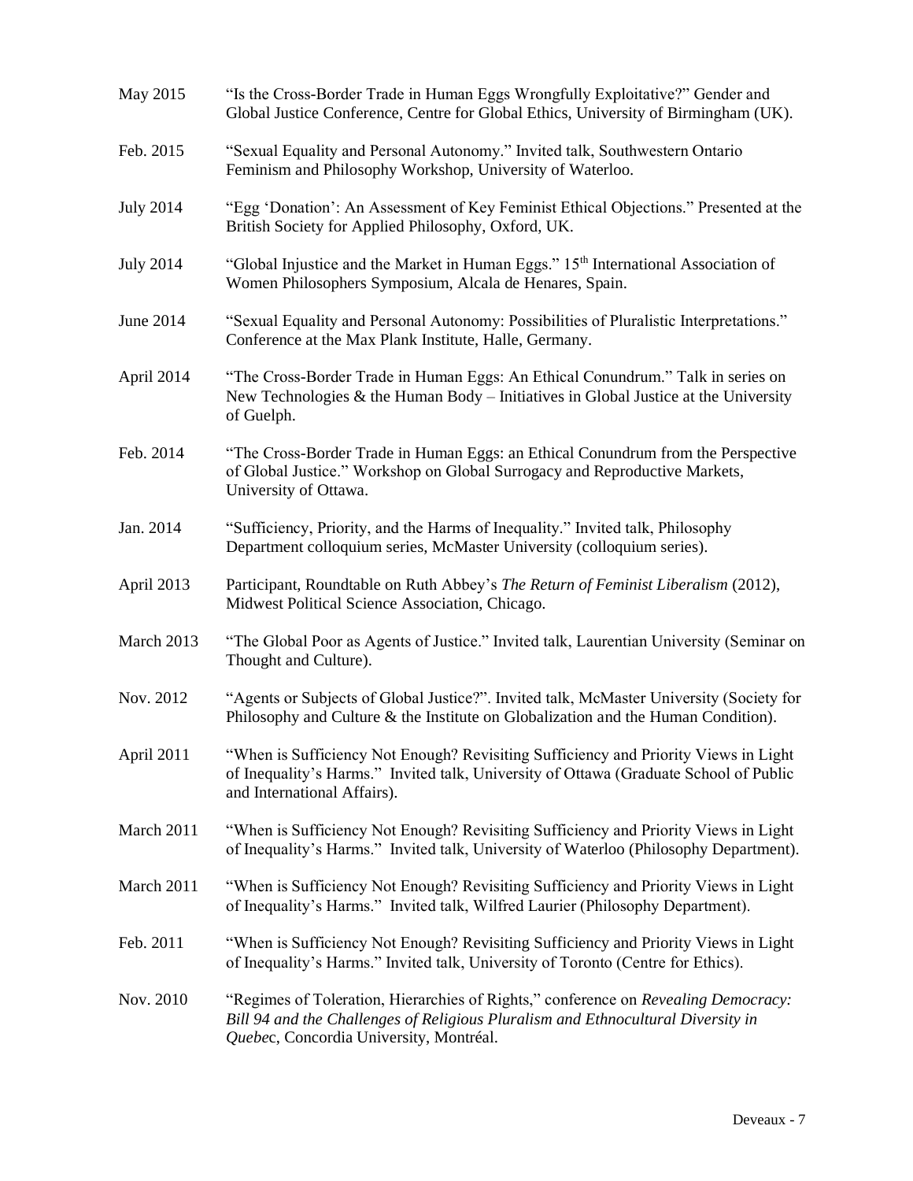May 2015 "Is the Cross-Border Trade in Human Eggs Wrongfully Exploitative?" Gender and Global Justice Conference, Centre for Global Ethics, University of Birmingham (UK).

Feb. 2015 "Sexual Equality and Personal Autonomy." Invited talk, Southwestern Ontario Feminism and Philosophy Workshop, University of Waterloo.

July 2014 "Egg 'Donation': An Assessment of Key Feminist Ethical Objections." Presented at the British Society for Applied Philosophy, Oxford, UK.

July 2014 "Global Injustice and the Market in Human Eggs." 15th International Association of Women Philosophers Symposium, Alcala de Henares, Spain.

June 2014 "Sexual Equality and Personal Autonomy: Possibilities of Pluralistic Interpretations." Conference at the Max Plank Institute, Halle, Germany.

April 2014 "The Cross-Border Trade in Human Eggs: An Ethical Conundrum." Talk in series on New Technologies & the Human Body – Initiatives in Global Justice at the University of Guelph.

Feb. 2014 "The Cross-Border Trade in Human Eggs: an Ethical Conundrum from the Perspective of Global Justice." Workshop on Global Surrogacy and Reproductive Markets, University of Ottawa.

Jan. 2014 "Sufficiency, Priority, and the Harms of Inequality." Invited talk, Philosophy Department colloquium series, McMaster University (colloquium series).

April 2013 Participant, Roundtable on Ruth Abbey's *The Return of Feminist Liberalism* (2012), Midwest Political Science Association, Chicago.

March 2013 "The Global Poor as Agents of Justice." Invited talk, Laurentian University (Seminar on Thought and Culture).

Nov. 2012 "Agents or Subjects of Global Justice?". Invited talk, McMaster University (Society for Philosophy and Culture & the Institute on Globalization and the Human Condition).

April 2011 "When is Sufficiency Not Enough? Revisiting Sufficiency and Priority Views in Light of Inequality's Harms." Invited talk, University of Ottawa (Graduate School of Public and International Affairs).

March 2011 "When is Sufficiency Not Enough? Revisiting Sufficiency and Priority Views in Light of Inequality's Harms." Invited talk, University of Waterloo (Philosophy Department).

March 2011 "When is Sufficiency Not Enough? Revisiting Sufficiency and Priority Views in Light of Inequality's Harms." Invited talk, Wilfred Laurier (Philosophy Department).

Feb. 2011 "When is Sufficiency Not Enough? Revisiting Sufficiency and Priority Views in Light of Inequality's Harms." Invited talk, University of Toronto (Centre for Ethics).

Nov. 2010 "Regimes of Toleration, Hierarchies of Rights," conference on *Revealing Democracy: Bill 94 and the Challenges of Religious Pluralism and Ethnocultural Diversity in Quebec*, Concordia University, Montréal.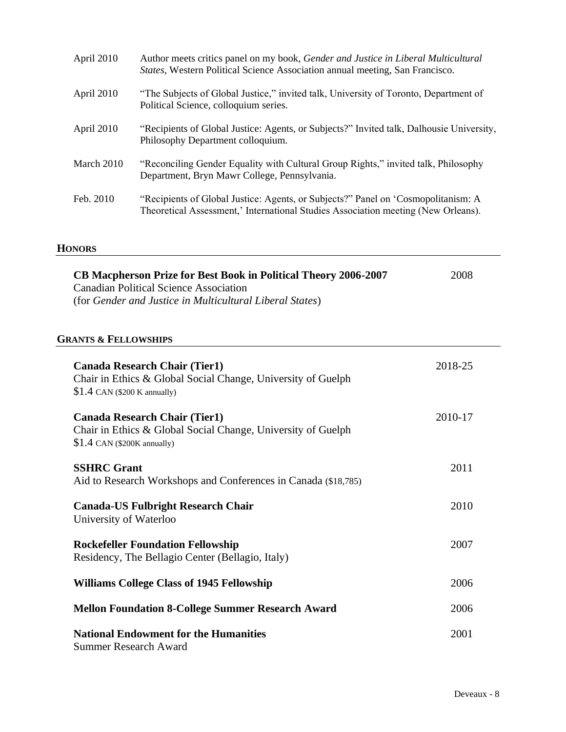| | |
|---|---|
| April 2010 | Author meets critics panel on my book, *Gender and Justice in Liberal Multicultural States*, Western Political Science Association annual meeting, San Francisco. |
| April 2010 | "The Subjects of Global Justice," invited talk, University of Toronto, Department of Political Science, colloquium series. |
| April 2010 | "Recipients of Global Justice: Agents, or Subjects?" Invited talk, Dalhousie University, Philosophy Department colloquium. |
| March 2010 | "Reconciling Gender Equality with Cultural Group Rights," invited talk, Philosophy Department, Bryn Mawr College, Pennsylvania. |
| Feb. 2010 | "Recipients of Global Justice: Agents, or Subjects?" Panel on 'Cosmopolitanism: A Theoretical Assessment,' International Studies Association meeting (New Orleans). |

## HONORS

**CB Macpherson Prize for Best Book in Political Theory 2006-2007** — 2008
Canadian Political Science Association
(for *Gender and Justice in Multicultural Liberal States*)

## GRANTS & FELLOWSHIPS

**Canada Research Chair (Tier1)** — 2018-25
Chair in Ethics & Global Social Change, University of Guelph
$1.4 CAN ($200 K annually)

**Canada Research Chair (Tier1)** — 2010-17
Chair in Ethics & Global Social Change, University of Guelph
$1.4 CAN ($200K annually)

**SSHRC Grant** — 2011
Aid to Research Workshops and Conferences in Canada ($18,785)

**Canada-US Fulbright Research Chair** — 2010
University of Waterloo

**Rockefeller Foundation Fellowship** — 2007
Residency, The Bellagio Center (Bellagio, Italy)

**Williams College Class of 1945 Fellowship** — 2006

**Mellon Foundation 8-College Summer Research Award** — 2006

**National Endowment for the Humanities** — 2001
Summer Research Award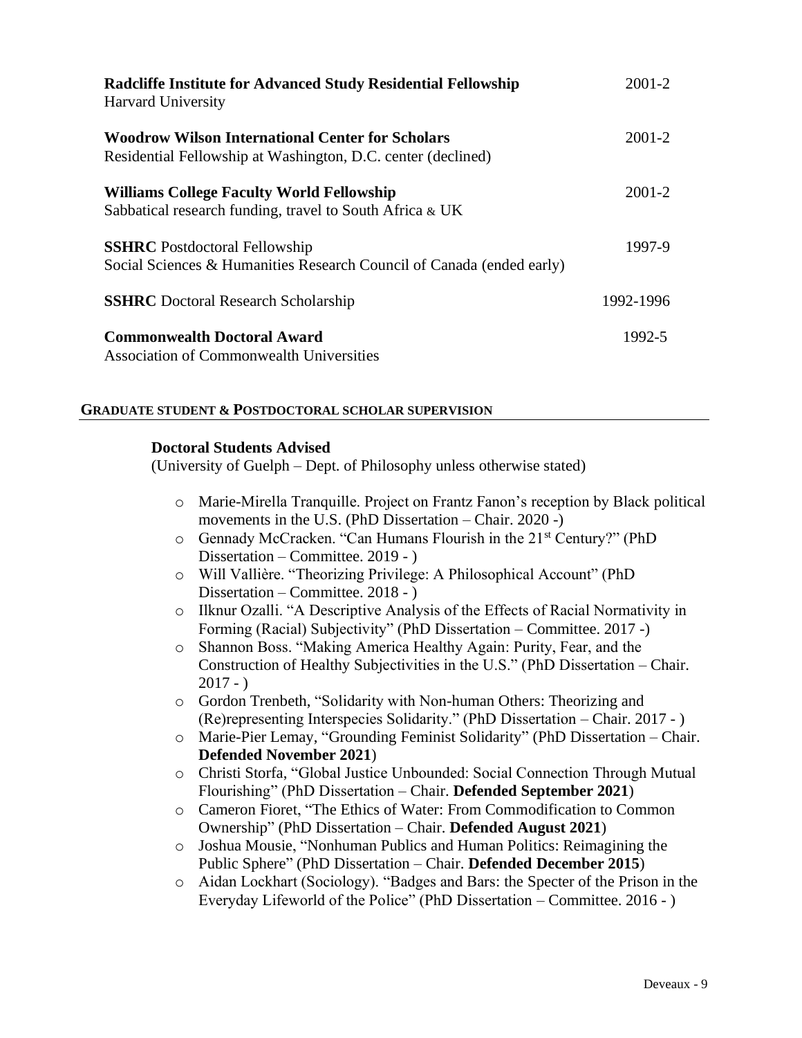**Radcliffe Institute for Advanced Study Residential Fellowship** — 2001-2
Harvard University

**Woodrow Wilson International Center for Scholars** — 2001-2
Residential Fellowship at Washington, D.C. center (declined)

**Williams College Faculty World Fellowship** — 2001-2
Sabbatical research funding, travel to South Africa & UK

**SSHRC** Postdoctoral Fellowship — 1997-9
Social Sciences & Humanities Research Council of Canada (ended early)

**SSHRC** Doctoral Research Scholarship — 1992-1996

**Commonwealth Doctoral Award** — 1992-5
Association of Commonwealth Universities

## GRADUATE STUDENT & POSTDOCTORAL SCHOLAR SUPERVISION

### Doctoral Students Advised

(University of Guelph – Dept. of Philosophy unless otherwise stated)

- Marie-Mirella Tranquille. Project on Frantz Fanon's reception by Black political movements in the U.S. (PhD Dissertation – Chair. 2020 -)
- Gennady McCracken. "Can Humans Flourish in the 21st Century?" (PhD Dissertation – Committee. 2019 - )
- Will Vallière. "Theorizing Privilege: A Philosophical Account" (PhD Dissertation – Committee. 2018 - )
- Ilknur Ozalli. "A Descriptive Analysis of the Effects of Racial Normativity in Forming (Racial) Subjectivity" (PhD Dissertation – Committee. 2017 -)
- Shannon Boss. "Making America Healthy Again: Purity, Fear, and the Construction of Healthy Subjectivities in the U.S." (PhD Dissertation – Chair. 2017 - )
- Gordon Trenbeth, "Solidarity with Non-human Others: Theorizing and (Re)representing Interspecies Solidarity." (PhD Dissertation – Chair. 2017 - )
- Marie-Pier Lemay, "Grounding Feminist Solidarity" (PhD Dissertation – Chair. **Defended November 2021**)
- Christi Storfa, "Global Justice Unbounded: Social Connection Through Mutual Flourishing" (PhD Dissertation – Chair. **Defended September 2021**)
- Cameron Fioret, "The Ethics of Water: From Commodification to Common Ownership" (PhD Dissertation – Chair. **Defended August 2021**)
- Joshua Mousie, "Nonhuman Publics and Human Politics: Reimagining the Public Sphere" (PhD Dissertation – Chair. **Defended December 2015**)
- Aidan Lockhart (Sociology). "Badges and Bars: the Specter of the Prison in the Everyday Lifeworld of the Police" (PhD Dissertation – Committee. 2016 - )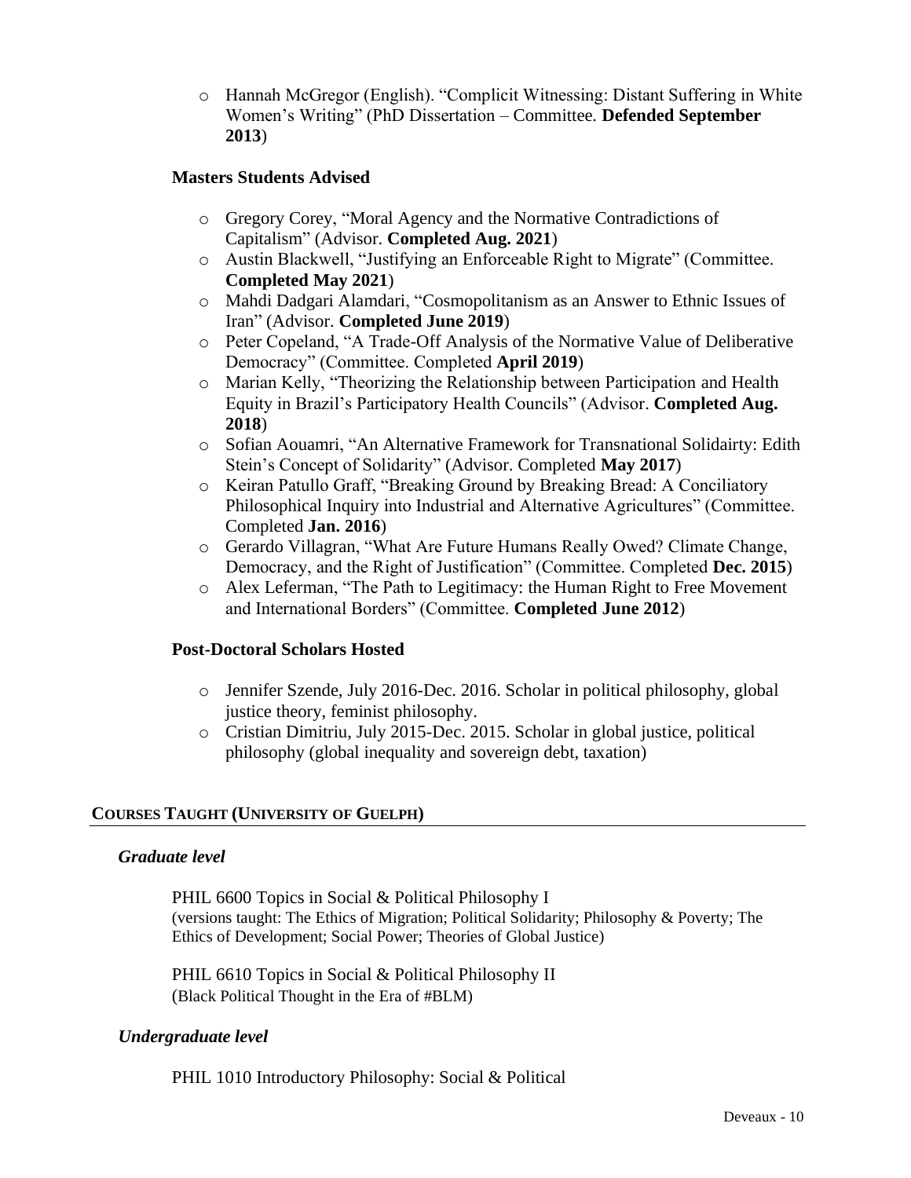- Hannah McGregor (English). "Complicit Witnessing: Distant Suffering in White Women's Writing" (PhD Dissertation – Committee. **Defended September 2013**)

### Masters Students Advised

- Gregory Corey, "Moral Agency and the Normative Contradictions of Capitalism" (Advisor. **Completed Aug. 2021**)
- Austin Blackwell, "Justifying an Enforceable Right to Migrate" (Committee. **Completed May 2021**)
- Mahdi Dadgari Alamdari, "Cosmopolitanism as an Answer to Ethnic Issues of Iran" (Advisor. **Completed June 2019**)
- Peter Copeland, "A Trade-Off Analysis of the Normative Value of Deliberative Democracy" (Committee. Completed **April 2019**)
- Marian Kelly, "Theorizing the Relationship between Participation and Health Equity in Brazil's Participatory Health Councils" (Advisor. **Completed Aug. 2018**)
- Sofian Aouamri, "An Alternative Framework for Transnational Solidairty: Edith Stein's Concept of Solidarity" (Advisor. Completed **May 2017**)
- Keiran Patullo Graff, "Breaking Ground by Breaking Bread: A Conciliatory Philosophical Inquiry into Industrial and Alternative Agricultures" (Committee. Completed **Jan. 2016**)
- Gerardo Villagran, "What Are Future Humans Really Owed? Climate Change, Democracy, and the Right of Justification" (Committee. Completed **Dec. 2015**)
- Alex Leferman, "The Path to Legitimacy: the Human Right to Free Movement and International Borders" (Committee. **Completed June 2012**)

### Post-Doctoral Scholars Hosted

- Jennifer Szende, July 2016-Dec. 2016. Scholar in political philosophy, global justice theory, feminist philosophy.
- Cristian Dimitriu, July 2015-Dec. 2015. Scholar in global justice, political philosophy (global inequality and sovereign debt, taxation)

## COURSES TAUGHT (UNIVERSITY OF GUELPH)

### *Graduate level*

PHIL 6600 Topics in Social & Political Philosophy I
(versions taught: The Ethics of Migration; Political Solidarity; Philosophy & Poverty; The Ethics of Development; Social Power; Theories of Global Justice)

PHIL 6610 Topics in Social & Political Philosophy II
(Black Political Thought in the Era of #BLM)

### *Undergraduate level*

PHIL 1010 Introductory Philosophy: Social & Political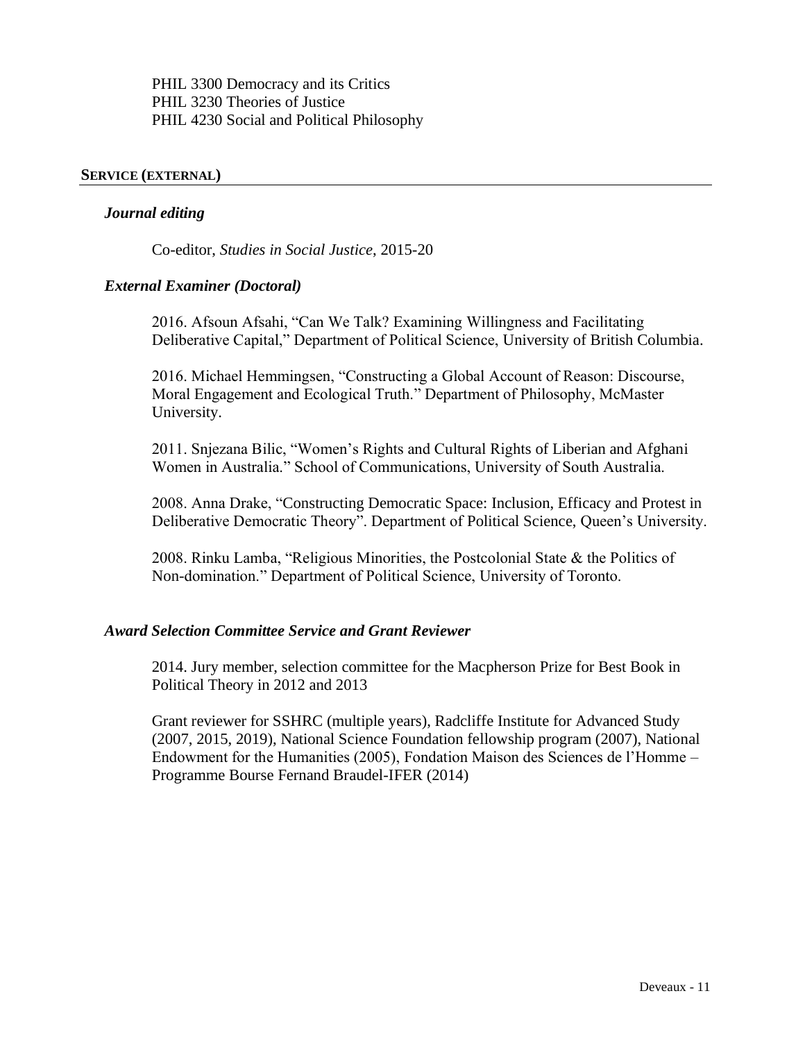PHIL 3300 Democracy and its Critics
PHIL 3230 Theories of Justice
PHIL 4230 Social and Political Philosophy

## SERVICE (EXTERNAL)

### *Journal editing*

Co-editor, *Studies in Social Justice*, 2015-20

### *External Examiner (Doctoral)*

2016. Afsoun Afsahi, "Can We Talk? Examining Willingness and Facilitating Deliberative Capital," Department of Political Science, University of British Columbia.

2016. Michael Hemmingsen, "Constructing a Global Account of Reason: Discourse, Moral Engagement and Ecological Truth." Department of Philosophy, McMaster University.

2011. Snjezana Bilic, "Women's Rights and Cultural Rights of Liberian and Afghani Women in Australia." School of Communications, University of South Australia.

2008. Anna Drake, "Constructing Democratic Space: Inclusion, Efficacy and Protest in Deliberative Democratic Theory". Department of Political Science, Queen's University.

2008. Rinku Lamba, "Religious Minorities, the Postcolonial State & the Politics of Non-domination." Department of Political Science, University of Toronto.

### *Award Selection Committee Service and Grant Reviewer*

2014. Jury member, selection committee for the Macpherson Prize for Best Book in Political Theory in 2012 and 2013

Grant reviewer for SSHRC (multiple years), Radcliffe Institute for Advanced Study (2007, 2015, 2019), National Science Foundation fellowship program (2007), National Endowment for the Humanities (2005), Fondation Maison des Sciences de l'Homme – Programme Bourse Fernand Braudel-IFER (2014)